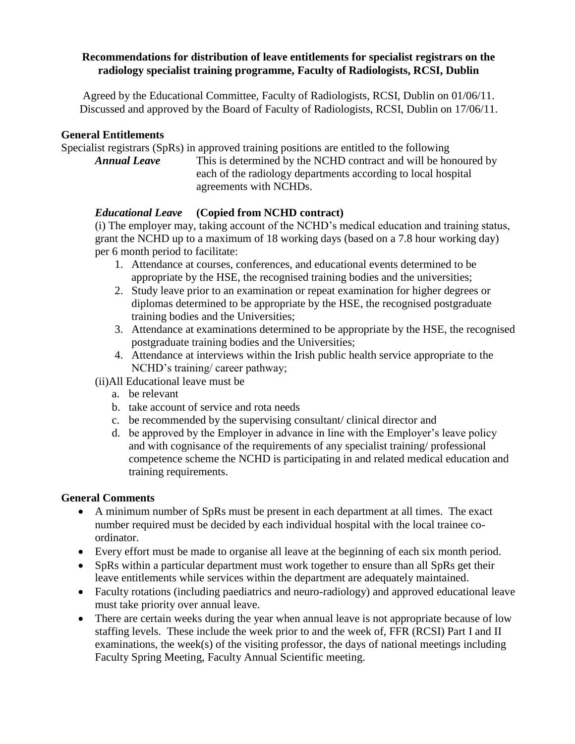**Recommendations for distribution of leave entitlements for specialist registrars on the radiology specialist training programme, Faculty of Radiologists, RCSI, Dublin**

Agreed by the Educational Committee, Faculty of Radiologists, RCSI, Dublin on 01/06/11.
Discussed and approved by the Board of Faculty of Radiologists, RCSI, Dublin on 17/06/11.

## General Entitlements

Specialist registrars (SpRs) in approved training positions are entitled to the following

***Annual Leave*** This is determined by the NCHD contract and will be honoured by each of the radiology departments according to local hospital agreements with NCHDs.

***Educational Leave*** **(Copied from NCHD contract)**

(i) The employer may, taking account of the NCHD's medical education and training status, grant the NCHD up to a maximum of 18 working days (based on a 7.8 hour working day) per 6 month period to facilitate:

1. Attendance at courses, conferences, and educational events determined to be appropriate by the HSE, the recognised training bodies and the universities;
2. Study leave prior to an examination or repeat examination for higher degrees or diplomas determined to be appropriate by the HSE, the recognised postgraduate training bodies and the Universities;
3. Attendance at examinations determined to be appropriate by the HSE, the recognised postgraduate training bodies and the Universities;
4. Attendance at interviews within the Irish public health service appropriate to the NCHD's training/ career pathway;

(ii)All Educational leave must be

a. be relevant
b. take account of service and rota needs
c. be recommended by the supervising consultant/ clinical director and
d. be approved by the Employer in advance in line with the Employer's leave policy and with cognisance of the requirements of any specialist training/ professional competence scheme the NCHD is participating in and related medical education and training requirements.

## General Comments

- A minimum number of SpRs must be present in each department at all times. The exact number required must be decided by each individual hospital with the local trainee co-ordinator.
- Every effort must be made to organise all leave at the beginning of each six month period.
- SpRs within a particular department must work together to ensure than all SpRs get their leave entitlements while services within the department are adequately maintained.
- Faculty rotations (including paediatrics and neuro-radiology) and approved educational leave must take priority over annual leave.
- There are certain weeks during the year when annual leave is not appropriate because of low staffing levels. These include the week prior to and the week of, FFR (RCSI) Part I and II examinations, the week(s) of the visiting professor, the days of national meetings including Faculty Spring Meeting, Faculty Annual Scientific meeting.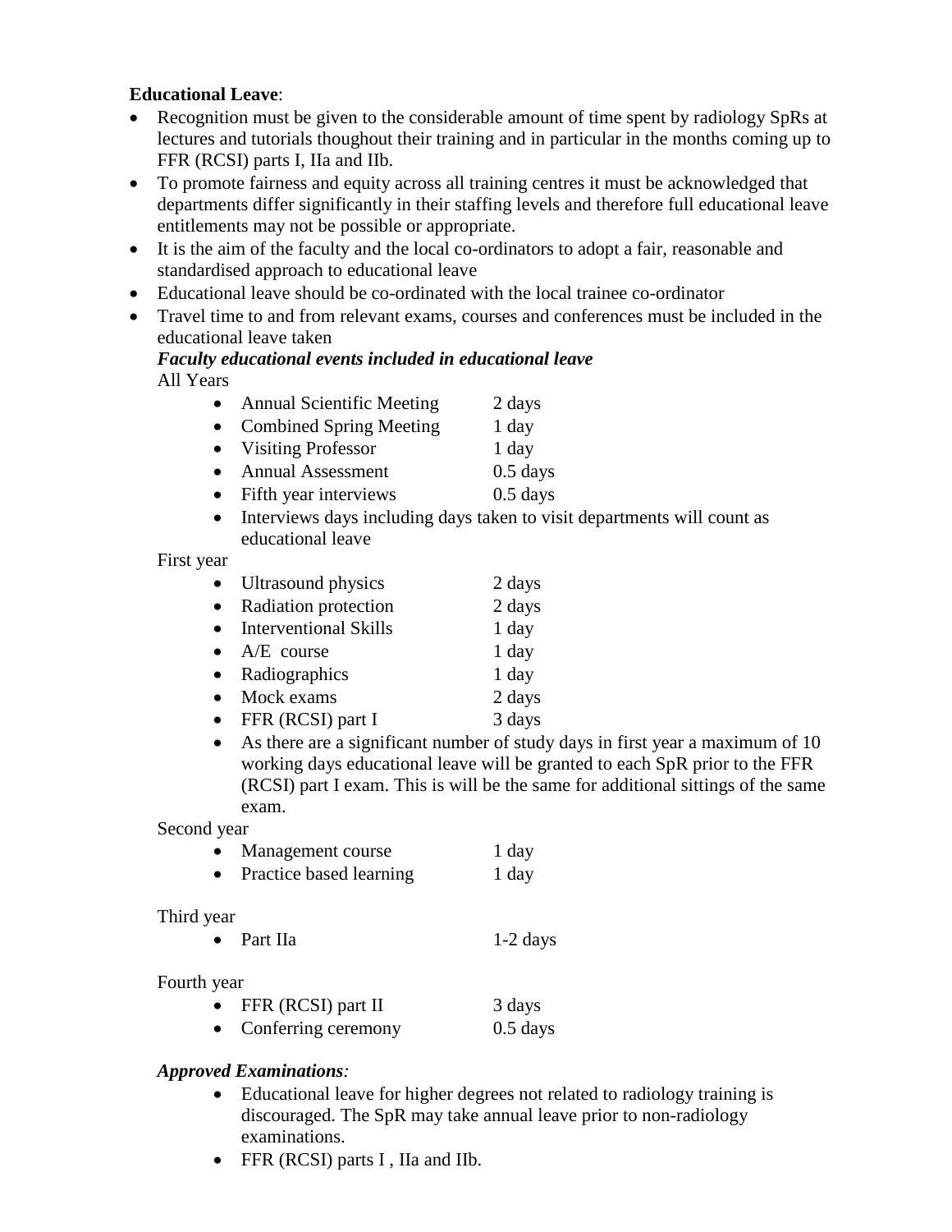**Educational Leave**:

- Recognition must be given to the considerable amount of time spent by radiology SpRs at lectures and tutorials thoughout their training and in particular in the months coming up to FFR (RCSI) parts I, IIa and IIb.
- To promote fairness and equity across all training centres it must be acknowledged that departments differ significantly in their staffing levels and therefore full educational leave entitlements may not be possible or appropriate.
- It is the aim of the faculty and the local co-ordinators to adopt a fair, reasonable and standardised approach to educational leave
- Educational leave should be co-ordinated with the local trainee co-ordinator
- Travel time to and from relevant exams, courses and conferences must be included in the educational leave taken

***Faculty educational events included in educational leave***

All Years

- Annual Scientific Meeting 2 days
- Combined Spring Meeting 1 day
- Visiting Professor 1 day
- Annual Assessment 0.5 days
- Fifth year interviews 0.5 days
- Interviews days including days taken to visit departments will count as educational leave

First year

- Ultrasound physics 2 days
- Radiation protection 2 days
- Interventional Skills 1 day
- A/E course 1 day
- Radiographics 1 day
- Mock exams 2 days
- FFR (RCSI) part I 3 days
- As there are a significant number of study days in first year a maximum of 10 working days educational leave will be granted to each SpR prior to the FFR (RCSI) part I exam. This is will be the same for additional sittings of the same exam.

Second year

- Management course 1 day
- Practice based learning 1 day

Third year

- Part IIa 1-2 days

Fourth year

- FFR (RCSI) part II 3 days
- Conferring ceremony 0.5 days

***Approved Examinations**:*

- Educational leave for higher degrees not related to radiology training is discouraged. The SpR may take annual leave prior to non-radiology examinations.
- FFR (RCSI) parts I , IIa and IIb.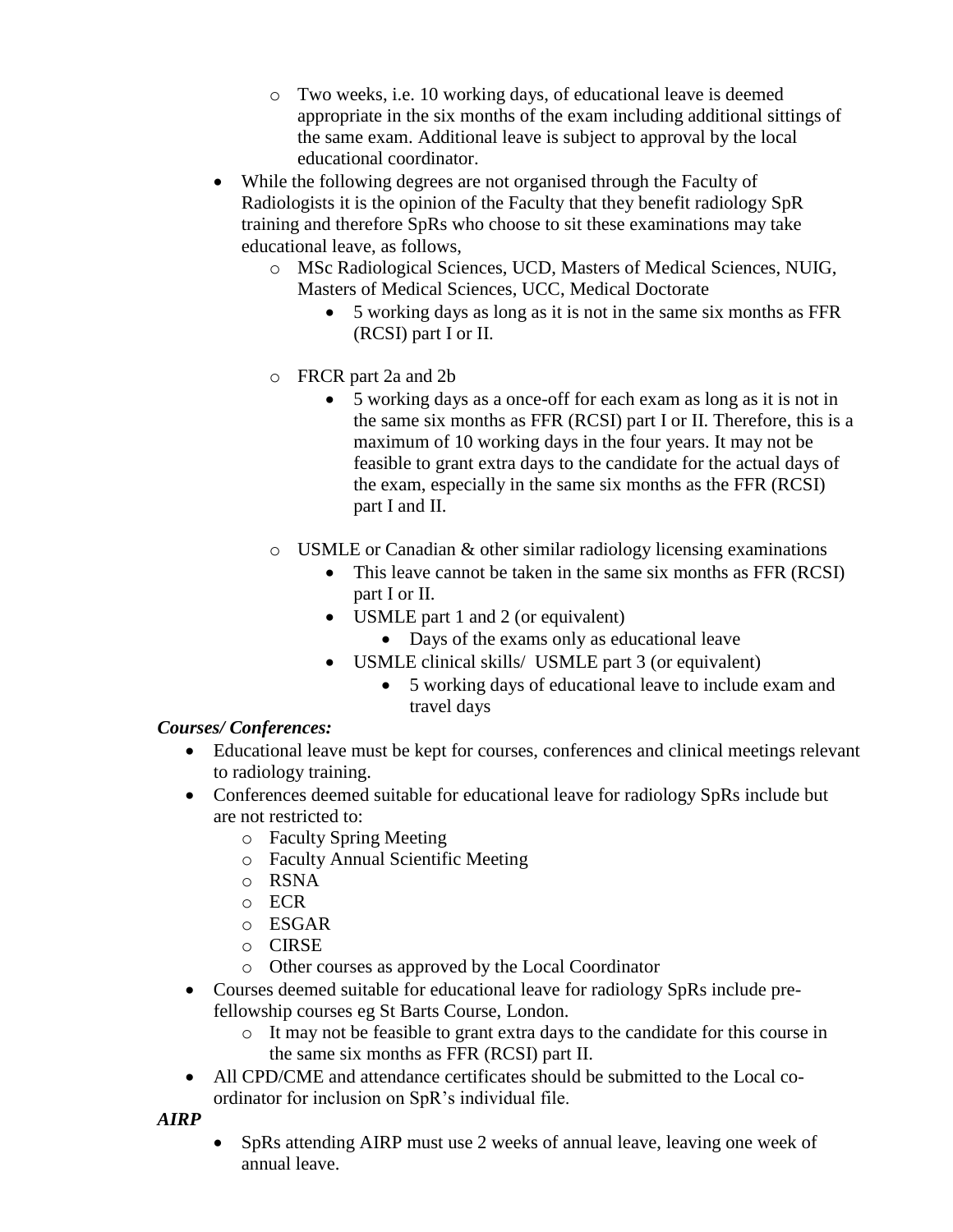- Two weeks, i.e. 10 working days, of educational leave is deemed appropriate in the six months of the exam including additional sittings of the same exam. Additional leave is subject to approval by the local educational coordinator.
- While the following degrees are not organised through the Faculty of Radiologists it is the opinion of the Faculty that they benefit radiology SpR training and therefore SpRs who choose to sit these examinations may take educational leave, as follows,
  - MSc Radiological Sciences, UCD, Masters of Medical Sciences, NUIG, Masters of Medical Sciences, UCC, Medical Doctorate
    - 5 working days as long as it is not in the same six months as FFR (RCSI) part I or II.
  - FRCR part 2a and 2b
    - 5 working days as a once-off for each exam as long as it is not in the same six months as FFR (RCSI) part I or II. Therefore, this is a maximum of 10 working days in the four years. It may not be feasible to grant extra days to the candidate for the actual days of the exam, especially in the same six months as the FFR (RCSI) part I and II.
  - USMLE or Canadian & other similar radiology licensing examinations
    - This leave cannot be taken in the same six months as FFR (RCSI) part I or II.
    - USMLE part 1 and 2 (or equivalent)
      - Days of the exams only as educational leave
    - USMLE clinical skills/ USMLE part 3 (or equivalent)
      - 5 working days of educational leave to include exam and travel days

***Courses/ Conferences:***

- Educational leave must be kept for courses, conferences and clinical meetings relevant to radiology training.
- Conferences deemed suitable for educational leave for radiology SpRs include but are not restricted to:
  - Faculty Spring Meeting
  - Faculty Annual Scientific Meeting
  - RSNA
  - ECR
  - ESGAR
  - CIRSE
  - Other courses as approved by the Local Coordinator
- Courses deemed suitable for educational leave for radiology SpRs include pre-fellowship courses eg St Barts Course, London.
  - It may not be feasible to grant extra days to the candidate for this course in the same six months as FFR (RCSI) part II.
- All CPD/CME and attendance certificates should be submitted to the Local co-ordinator for inclusion on SpR's individual file.

***AIRP***

- SpRs attending AIRP must use 2 weeks of annual leave, leaving one week of annual leave.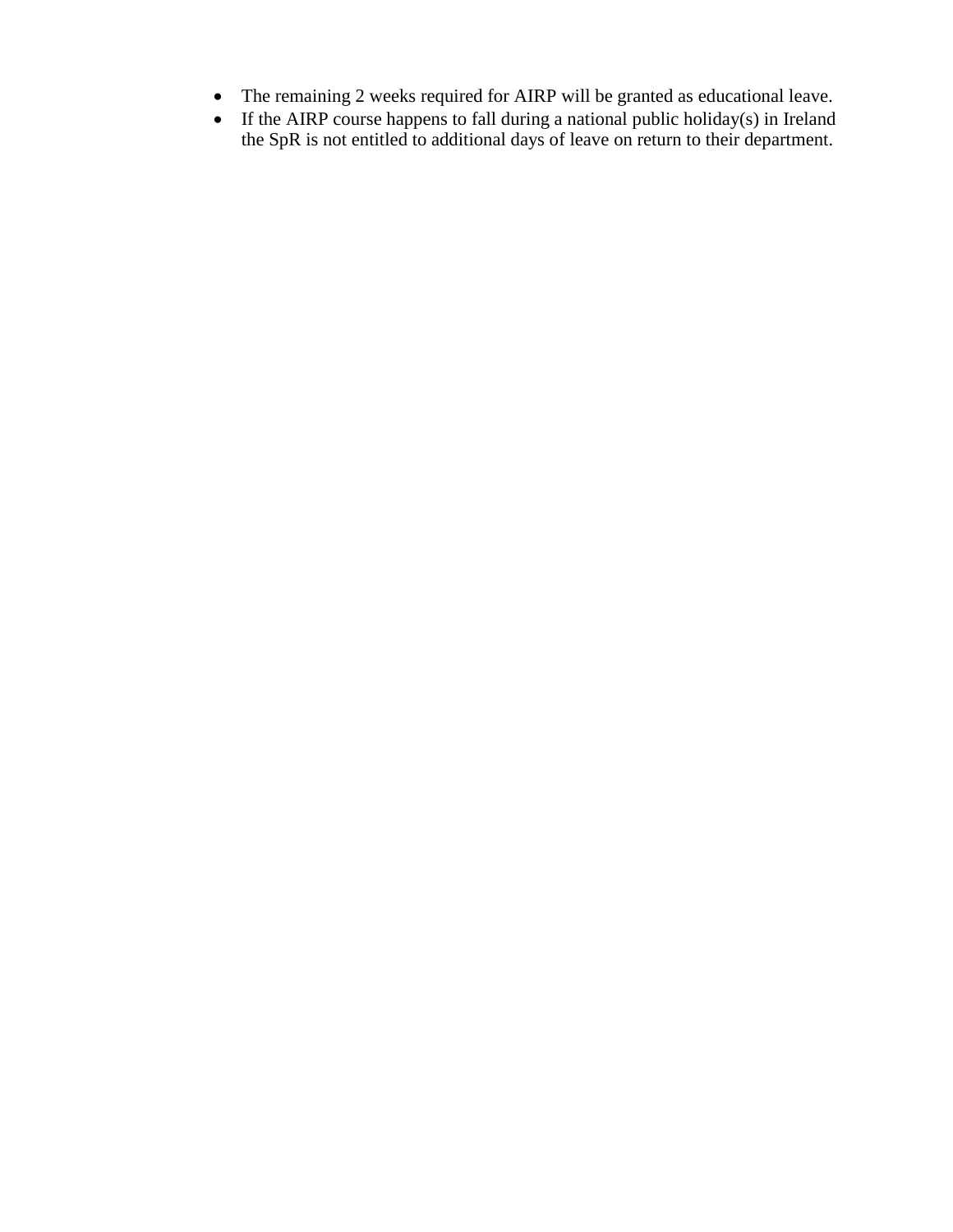- The remaining 2 weeks required for AIRP will be granted as educational leave.
- If the AIRP course happens to fall during a national public holiday(s) in Ireland the SpR is not entitled to additional days of leave on return to their department.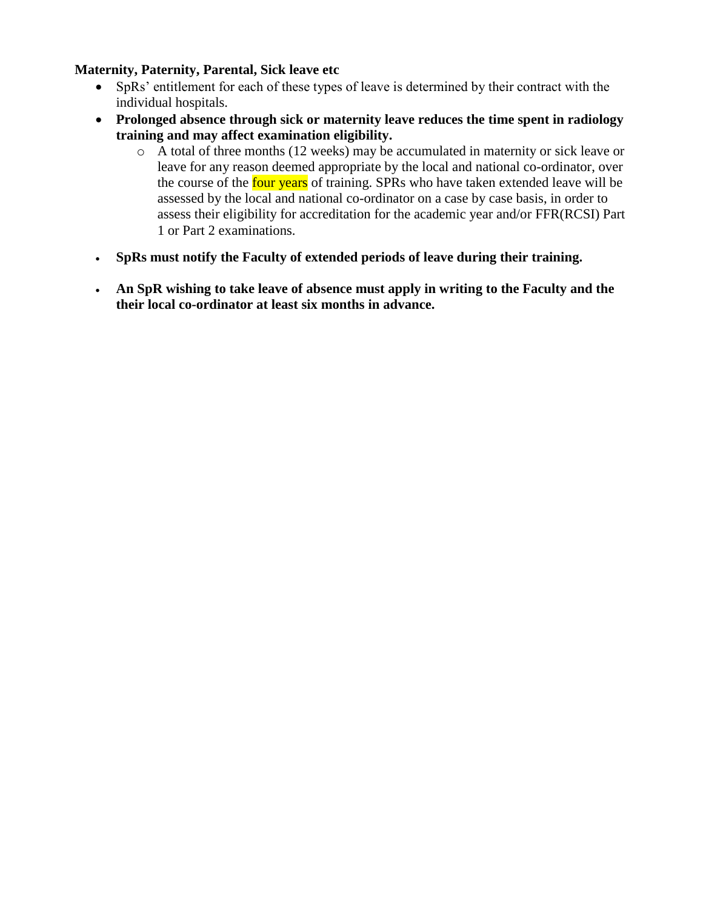**Maternity, Paternity, Parental, Sick leave etc**

- SpRs' entitlement for each of these types of leave is determined by their contract with the individual hospitals.
- **Prolonged absence through sick or maternity leave reduces the time spent in radiology training and may affect examination eligibility.**
  - A total of three months (12 weeks) may be accumulated in maternity or sick leave or leave for any reason deemed appropriate by the local and national co-ordinator, over the course of the four years of training. SPRs who have taken extended leave will be assessed by the local and national co-ordinator on a case by case basis, in order to assess their eligibility for accreditation for the academic year and/or FFR(RCSI) Part 1 or Part 2 examinations.
- **SpRs must notify the Faculty of extended periods of leave during their training.**
- **An SpR wishing to take leave of absence must apply in writing to the Faculty and the their local co-ordinator at least six months in advance.**